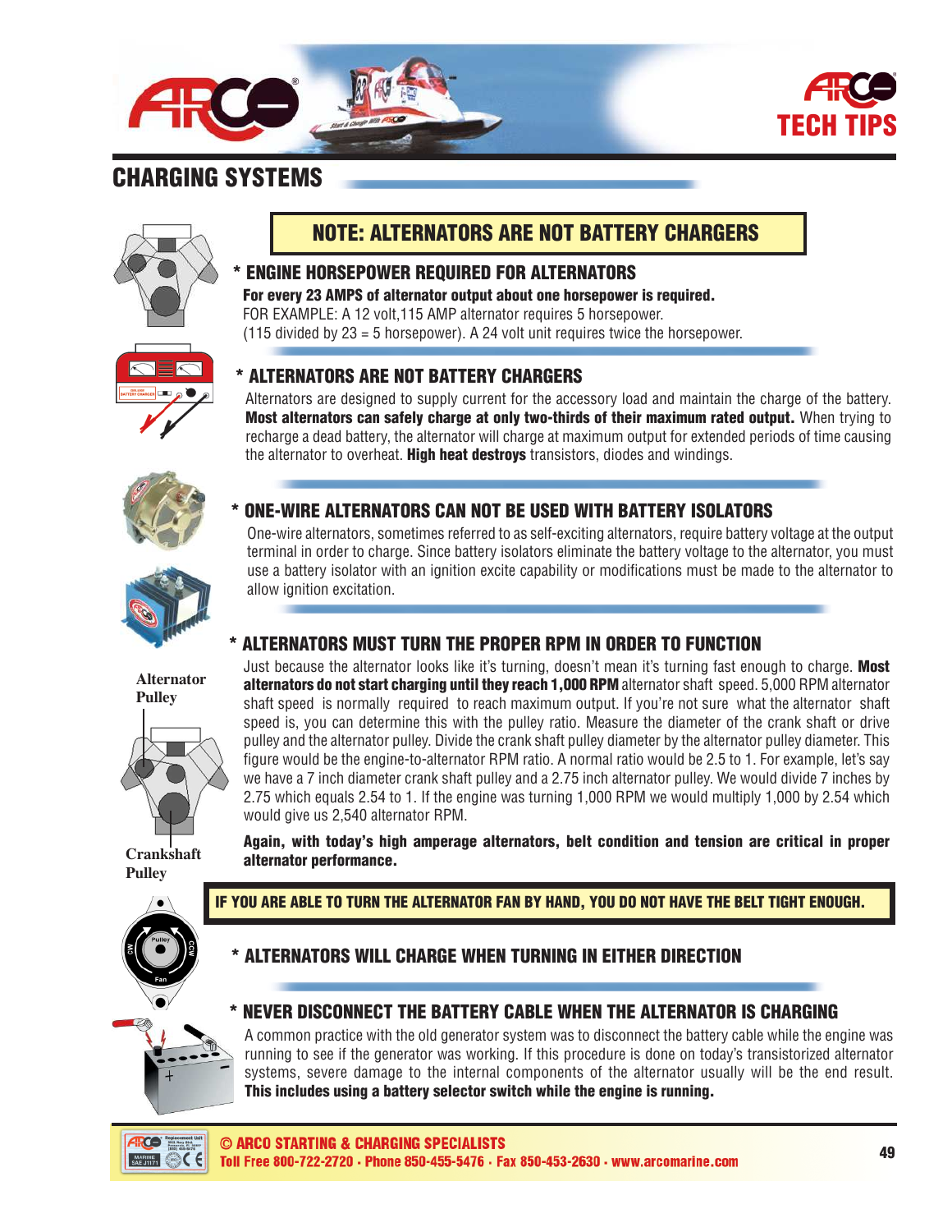# CHARGING SYSTEMS

**NOTE: ALTERNATORS ARE NOT BATTERY CHARGERS**

## * ENGINE HORSEPOWER REQUIRED FOR ALTERNATORS

**For every 23 AMPS of alternator output about one horsepower is required.**
FOR EXAMPLE: A 12 volt,115 AMP alternator requires 5 horsepower.
(115 divided by 23 = 5 horsepower). A 24 volt unit requires twice the horsepower.

## * ALTERNATORS ARE NOT BATTERY CHARGERS

Alternators are designed to supply current for the accessory load and maintain the charge of the battery. **Most alternators can safely charge at only two-thirds of their maximum rated output.** When trying to recharge a dead battery, the alternator will charge at maximum output for extended periods of time causing the alternator to overheat. **High heat destroys** transistors, diodes and windings.

## * ONE-WIRE ALTERNATORS CAN NOT BE USED WITH BATTERY ISOLATORS

One-wire alternators, sometimes referred to as self-exciting alternators, require battery voltage at the output terminal in order to charge. Since battery isolators eliminate the battery voltage to the alternator, you must use a battery isolator with an ignition excite capability or modifications must be made to the alternator to allow ignition excitation.

## * ALTERNATORS MUST TURN THE PROPER RPM IN ORDER TO FUNCTION

Just because the alternator looks like it's turning, doesn't mean it's turning fast enough to charge. **Most alternators do not start charging until they reach 1,000 RPM** alternator shaft speed. 5,000 RPM alternator shaft speed is normally required to reach maximum output. If you're not sure what the alternator shaft speed is, you can determine this with the pulley ratio. Measure the diameter of the crank shaft or drive pulley and the alternator pulley. Divide the crank shaft pulley diameter by the alternator pulley diameter. This figure would be the engine-to-alternator RPM ratio. A normal ratio would be 2.5 to 1. For example, let's say we have a 7 inch diameter crank shaft pulley and a 2.75 inch alternator pulley. We would divide 7 inches by 2.75 which equals 2.54 to 1. If the engine was turning 1,000 RPM we would multiply 1,000 by 2.54 which would give us 2,540 alternator RPM.

Alternator Pulley

Crankshaft Pulley

**Again, with today's high amperage alternators, belt condition and tension are critical in proper alternator performance.**

**IF YOU ARE ABLE TO TURN THE ALTERNATOR FAN BY HAND, YOU DO NOT HAVE THE BELT TIGHT ENOUGH.**

## * ALTERNATORS WILL CHARGE WHEN TURNING IN EITHER DIRECTION

## * NEVER DISCONNECT THE BATTERY CABLE WHEN THE ALTERNATOR IS CHARGING

A common practice with the old generator system was to disconnect the battery cable while the engine was running to see if the generator was working. If this procedure is done on today's transistorized alternator systems, severe damage to the internal components of the alternator usually will be the end result. **This includes using a battery selector switch while the engine is running.**

© ARCO STARTING & CHARGING SPECIALISTS
Toll Free 800-722-2720 · Phone 850-455-5476 · Fax 850-453-2630 · www.arcomarine.com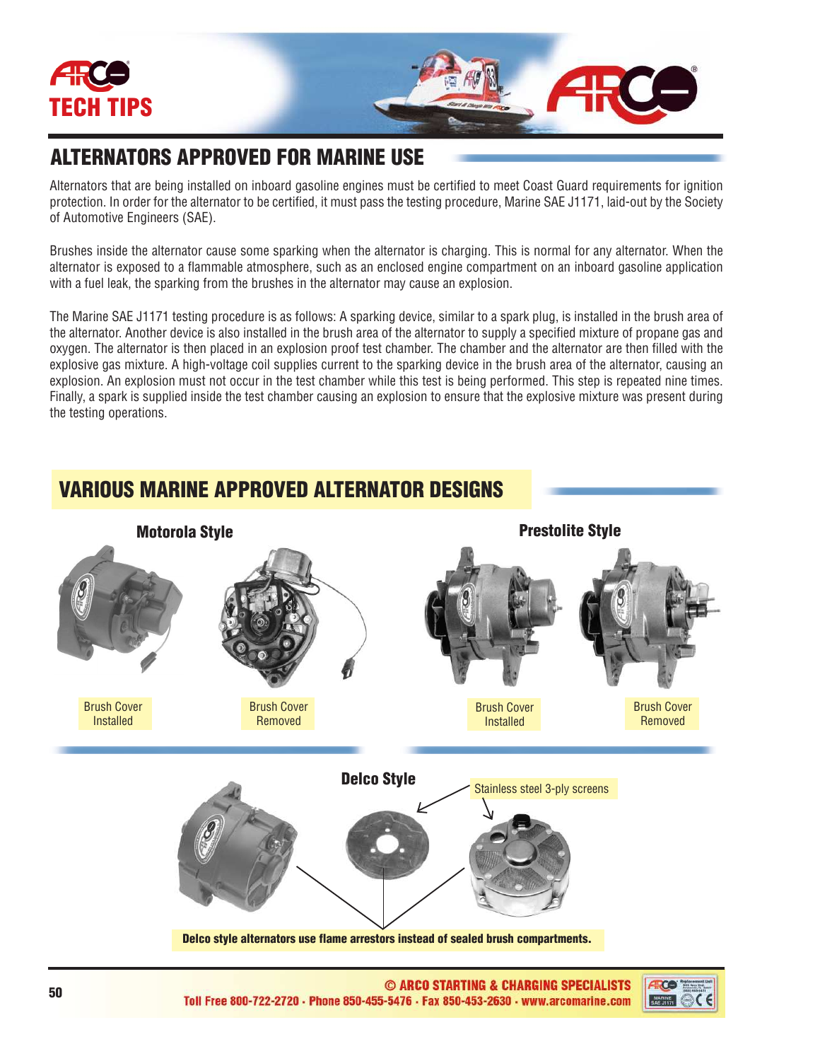ARCO TECH TIPS

## ALTERNATORS APPROVED FOR MARINE USE

Alternators that are being installed on inboard gasoline engines must be certified to meet Coast Guard requirements for ignition protection. In order for the alternator to be certified, it must pass the testing procedure, Marine SAE J1171, laid-out by the Society of Automotive Engineers (SAE).

Brushes inside the alternator cause some sparking when the alternator is charging. This is normal for any alternator. When the alternator is exposed to a flammable atmosphere, such as an enclosed engine compartment on an inboard gasoline application with a fuel leak, the sparking from the brushes in the alternator may cause an explosion.

The Marine SAE J1171 testing procedure is as follows: A sparking device, similar to a spark plug, is installed in the brush area of the alternator. Another device is also installed in the brush area of the alternator to supply a specified mixture of propane gas and oxygen. The alternator is then placed in an explosion proof test chamber. The chamber and the alternator are then filled with the explosive gas mixture. A high-voltage coil supplies current to the sparking device in the brush area of the alternator, causing an explosion. An explosion must not occur in the test chamber while this test is being performed. This step is repeated nine times. Finally, a spark is supplied inside the test chamber causing an explosion to ensure that the explosive mixture was present during the testing operations.

## VARIOUS MARINE APPROVED ALTERNATOR DESIGNS

### Motorola Style

Brush Cover Installed

Brush Cover Removed

### Prestolite Style

Brush Cover Installed

Brush Cover Removed

### Delco Style

Stainless steel 3-ply screens

**Delco style alternators use flame arrestors instead of sealed brush compartments.**

**© ARCO STARTING & CHARGING SPECIALISTS**
**Toll Free 800-722-2720 · Phone 850-455-5476 · Fax 850-453-2630 · www.arcomarine.com**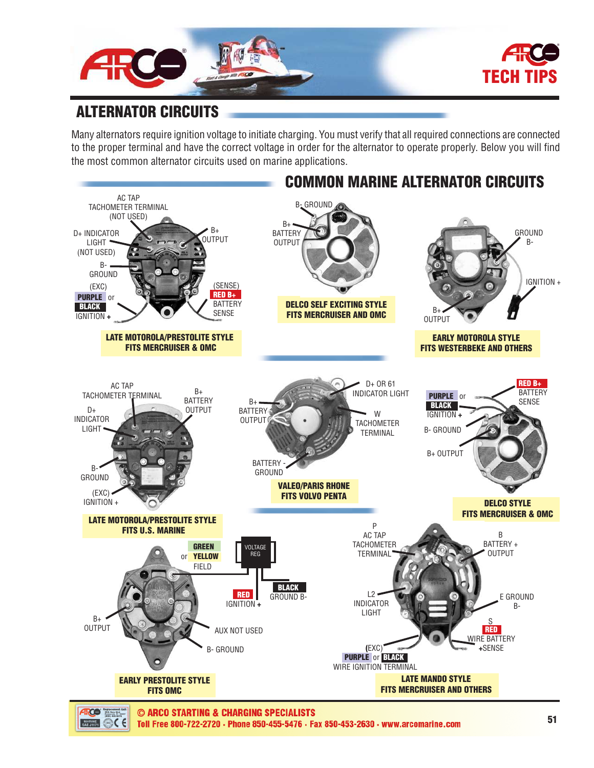## ALTERNATOR CIRCUITS

Many alternators require ignition voltage to initiate charging. You must verify that all required connections are connected to the proper terminal and have the correct voltage in order for the alternator to operate properly. Below you will find the most common alternator circuits used on marine applications.

## COMMON MARINE ALTERNATOR CIRCUITS

AC TAP
TACHOMETER TERMINAL
(NOT USED)
D+ INDICATOR
LIGHT
(NOT USED)
B+
OUTPUT
B-
GROUND
(EXC)
PURPLE or
BLACK
IGNITION +
(SENSE)
RED B+
BATTERY
SENSE

**LATE MOTOROLA/PRESTOLITE STYLE**
**FITS MERCRUISER & OMC**

B- GROUND
B+
BATTERY
OUTPUT

**DELCO SELF EXCITING STYLE**
**FITS MERCRUISER AND OMC**

GROUND
B-
IGNITION +
B+
OUTPUT

**EARLY MOTOROLA STYLE**
**FITS WESTERBEKE AND OTHERS**

AC TAP
TACHOMETER TERMINAL
B+
BATTERY
OUTPUT
D+
INDICATOR
LIGHT
B-
GROUND
(EXC)
IGNITION +

**LATE MOTOROLA/PRESTOLITE STYLE**
**FITS U.S. MARINE**

B+
BATTERY
OUTPUT
D+ OR 61
INDICATOR LIGHT
W
TACHOMETER
TERMINAL
BATTERY -
GROUND

**VALEO/PARIS RHONE**
**FITS VOLVO PENTA**

PURPLE or
BLACK
IGNITION +
RED B+
BATTERY
SENSE
B- GROUND
B+ OUTPUT

**DELCO STYLE**
**FITS MERCRUISER & OMC**

GREEN
or YELLOW
FIELD
VOLTAGE
REG
BLACK
GROUND B-
RED
IGNITION +
B+
OUTPUT
AUX NOT USED
B- GROUND

**EARLY PRESTOLITE STYLE**
**FITS OMC**

P
AC TAP
TACHOMETER
TERMINAL
B
BATTERY +
OUTPUT
L2
INDICATOR
LIGHT
E GROUND
B-
S
RED
WIRE BATTERY
+SENSE
(EXC)
PURPLE or BLACK
WIRE IGNITION TERMINAL

**LATE MANDO STYLE**
**FITS MERCRUISER AND OTHERS**

© ARCO STARTING & CHARGING SPECIALISTS
Toll Free 800-722-2720 · Phone 850-455-5476 · Fax 850-453-2630 · www.arcomarine.com